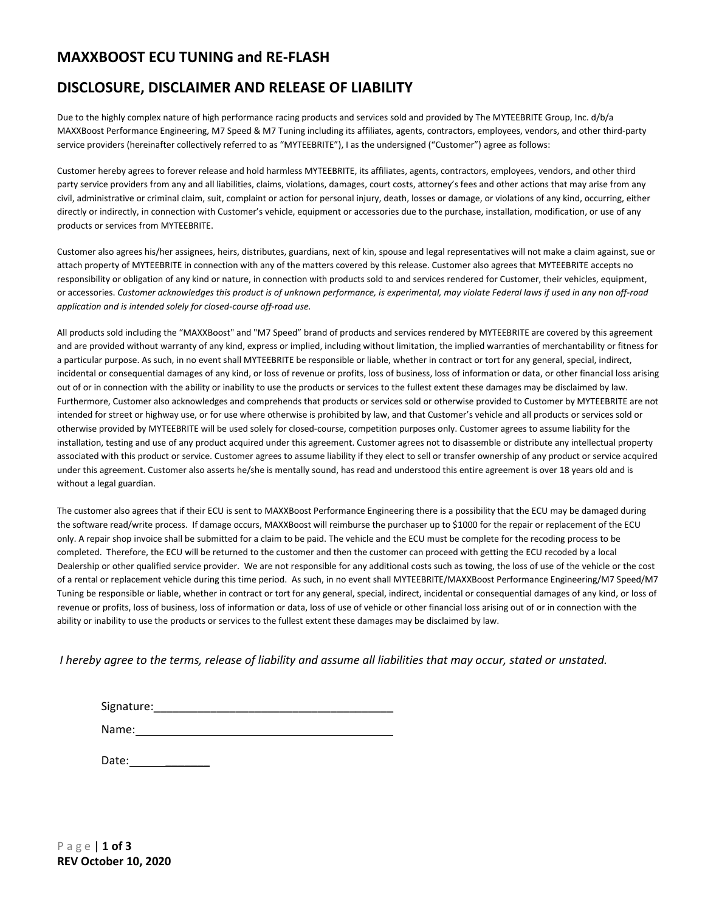# MAXXBOOST ECU TUNING and RE-FLASH

# DISCLOSURE, DISCLAIMER AND RELEASE OF LIABILITY

Due to the highly complex nature of high performance racing products and services sold and provided by The MYTEEBRITE Group, Inc. d/b/a MAXXBoost Performance Engineering, M7 Speed & M7 Tuning including its affiliates, agents, contractors, employees, vendors, and other third-party service providers (hereinafter collectively referred to as "MYTEEBRITE"), I as the undersigned ("Customer") agree as follows:

Customer hereby agrees to forever release and hold harmless MYTEEBRITE, its affiliates, agents, contractors, employees, vendors, and other third party service providers from any and all liabilities, claims, violations, damages, court costs, attorney's fees and other actions that may arise from any civil, administrative or criminal claim, suit, complaint or action for personal injury, death, losses or damage, or violations of any kind, occurring, either directly or indirectly, in connection with Customer's vehicle, equipment or accessories due to the purchase, installation, modification, or use of any products or services from MYTEEBRITE.

Customer also agrees his/her assignees, heirs, distributes, guardians, next of kin, spouse and legal representatives will not make a claim against, sue or attach property of MYTEEBRITE in connection with any of the matters covered by this release. Customer also agrees that MYTEEBRITE accepts no responsibility or obligation of any kind or nature, in connection with products sold to and services rendered for Customer, their vehicles, equipment, or accessories. *Customer acknowledges this product is of unknown performance, is experimental, may violate Federal laws if used in any non off-road application and is intended solely for closed-course off-road use.*

All products sold including the "MAXXBoost" and "M7 Speed" brand of products and services rendered by MYTEEBRITE are covered by this agreement and are provided without warranty of any kind, express or implied, including without limitation, the implied warranties of merchantability or fitness for a particular purpose. As such, in no event shall MYTEEBRITE be responsible or liable, whether in contract or tort for any general, special, indirect, incidental or consequential damages of any kind, or loss of revenue or profits, loss of business, loss of information or data, or other financial loss arising out of or in connection with the ability or inability to use the products or services to the fullest extent these damages may be disclaimed by law. Furthermore, Customer also acknowledges and comprehends that products or services sold or otherwise provided to Customer by MYTEEBRITE are not intended for street or highway use, or for use where otherwise is prohibited by law, and that Customer's vehicle and all products or services sold or otherwise provided by MYTEEBRITE will be used solely for closed-course, competition purposes only. Customer agrees to assume liability for the installation, testing and use of any product acquired under this agreement. Customer agrees not to disassemble or distribute any intellectual property associated with this product or service. Customer agrees to assume liability if they elect to sell or transfer ownership of any product or service acquired under this agreement. Customer also asserts he/she is mentally sound, has read and understood this entire agreement is over 18 years old and is without a legal guardian.

The customer also agrees that if their ECU is sent to MAXXBoost Performance Engineering there is a possibility that the ECU may be damaged during the software read/write process. If damage occurs, MAXXBoost will reimburse the purchaser up to $1000 for the repair or replacement of the ECU only. A repair shop invoice shall be submitted for a claim to be paid. The vehicle and the ECU must be complete for the recoding process to be completed. Therefore, the ECU will be returned to the customer and then the customer can proceed with getting the ECU recoded by a local Dealership or other qualified service provider. We are not responsible for any additional costs such as towing, the loss of use of the vehicle or the cost of a rental or replacement vehicle during this time period. As such, in no event shall MYTEEBRITE/MAXXBoost Performance Engineering/M7 Speed/M7 Tuning be responsible or liable, whether in contract or tort for any general, special, indirect, incidental or consequential damages of any kind, or loss of revenue or profits, loss of business, loss of information or data, loss of use of vehicle or other financial loss arising out of or in connection with the ability or inability to use the products or services to the fullest extent these damages may be disclaimed by law.

*I hereby agree to the terms, release of liability and assume all liabilities that may occur, stated or unstated.*

Signature:______________________________________

Name:______________________________________

Date:______________

REV October 10, 2020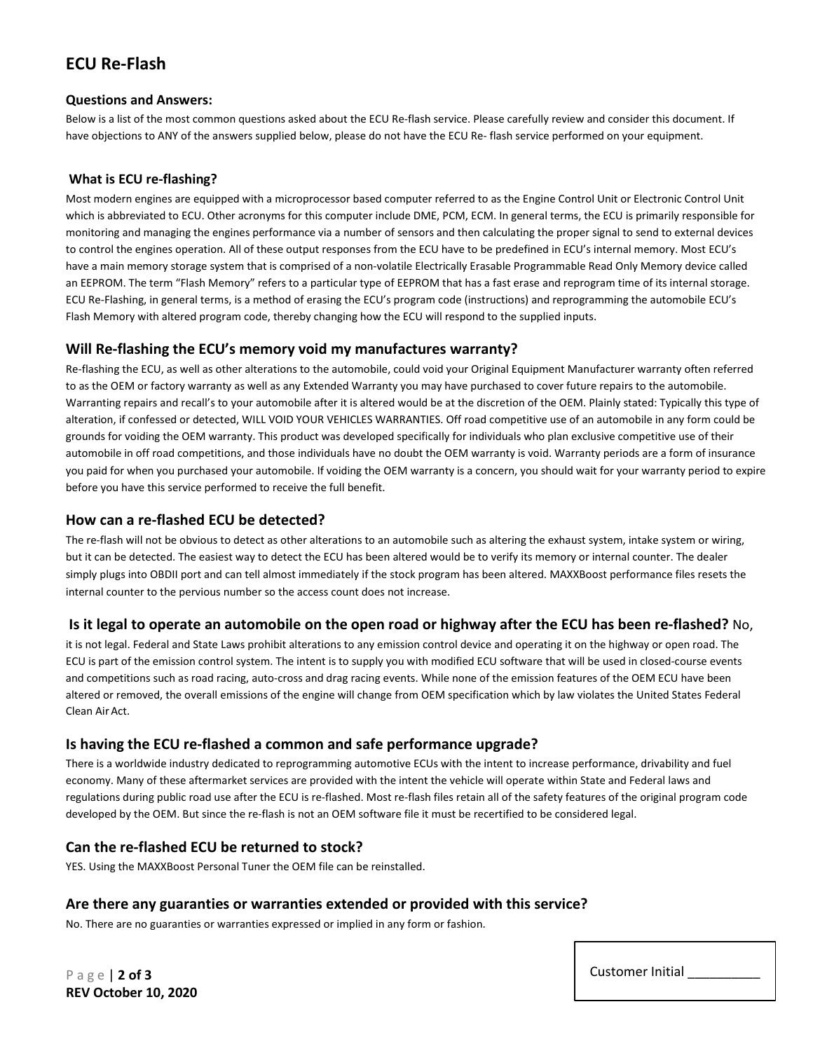# ECU Re-Flash

### Questions and Answers:

Below is a list of the most common questions asked about the ECU Re-flash service. Please carefully review and consider this document. If have objections to ANY of the answers supplied below, please do not have the ECU Re- flash service performed on your equipment.

### What is ECU re-flashing?

Most modern engines are equipped with a microprocessor based computer referred to as the Engine Control Unit or Electronic Control Unit which is abbreviated to ECU. Other acronyms for this computer include DME, PCM, ECM. In general terms, the ECU is primarily responsible for monitoring and managing the engines performance via a number of sensors and then calculating the proper signal to send to external devices to control the engines operation. All of these output responses from the ECU have to be predefined in ECU's internal memory. Most ECU's have a main memory storage system that is comprised of a non-volatile Electrically Erasable Programmable Read Only Memory device called an EEPROM. The term "Flash Memory" refers to a particular type of EEPROM that has a fast erase and reprogram time of its internal storage. ECU Re-Flashing, in general terms, is a method of erasing the ECU's program code (instructions) and reprogramming the automobile ECU's Flash Memory with altered program code, thereby changing how the ECU will respond to the supplied inputs.

## Will Re-flashing the ECU's memory void my manufactures warranty?

Re-flashing the ECU, as well as other alterations to the automobile, could void your Original Equipment Manufacturer warranty often referred to as the OEM or factory warranty as well as any Extended Warranty you may have purchased to cover future repairs to the automobile. Warranting repairs and recall's to your automobile after it is altered would be at the discretion of the OEM. Plainly stated: Typically this type of alteration, if confessed or detected, WILL VOID YOUR VEHICLES WARRANTIES. Off road competitive use of an automobile in any form could be grounds for voiding the OEM warranty. This product was developed specifically for individuals who plan exclusive competitive use of their automobile in off road competitions, and those individuals have no doubt the OEM warranty is void. Warranty periods are a form of insurance you paid for when you purchased your automobile. If voiding the OEM warranty is a concern, you should wait for your warranty period to expire before you have this service performed to receive the full benefit.

## How can a re-flashed ECU be detected?

The re-flash will not be obvious to detect as other alterations to an automobile such as altering the exhaust system, intake system or wiring, but it can be detected. The easiest way to detect the ECU has been altered would be to verify its memory or internal counter. The dealer simply plugs into OBDII port and can tell almost immediately if the stock program has been altered. MAXXBoost performance files resets the internal counter to the pervious number so the access count does not increase.

## Is it legal to operate an automobile on the open road or highway after the ECU has been re-flashed?

No, it is not legal. Federal and State Laws prohibit alterations to any emission control device and operating it on the highway or open road. The ECU is part of the emission control system. The intent is to supply you with modified ECU software that will be used in closed-course events and competitions such as road racing, auto-cross and drag racing events. While none of the emission features of the OEM ECU have been altered or removed, the overall emissions of the engine will change from OEM specification which by law violates the United States Federal Clean Air Act.

## Is having the ECU re-flashed a common and safe performance upgrade?

There is a worldwide industry dedicated to reprogramming automotive ECUs with the intent to increase performance, drivability and fuel economy. Many of these aftermarket services are provided with the intent the vehicle will operate within State and Federal laws and regulations during public road use after the ECU is re-flashed. Most re-flash files retain all of the safety features of the original program code developed by the OEM. But since the re-flash is not an OEM software file it must be recertified to be considered legal.

## Can the re-flashed ECU be returned to stock?

YES. Using the MAXXBoost Personal Tuner the OEM file can be reinstalled.

## Are there any guaranties or warranties extended or provided with this service?

No. There are no guaranties or warranties expressed or implied in any form or fashion.

**REV October 10, 2020**

Customer Initial __________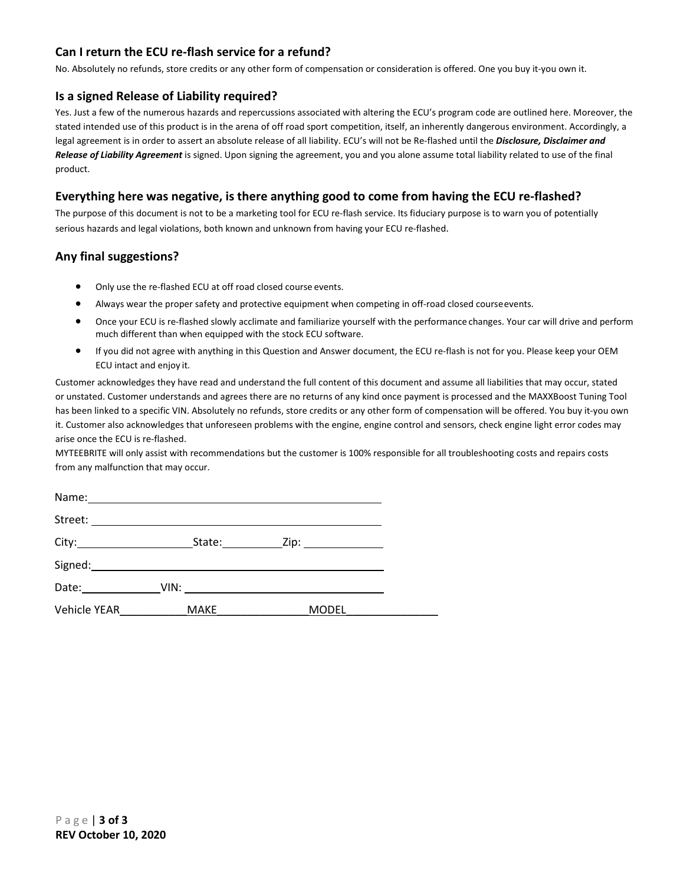### Can I return the ECU re-flash service for a refund?

No. Absolutely no refunds, store credits or any other form of compensation or consideration is offered. One you buy it-you own it.

### Is a signed Release of Liability required?

Yes. Just a few of the numerous hazards and repercussions associated with altering the ECU's program code are outlined here. Moreover, the stated intended use of this product is in the arena of off road sport competition, itself, an inherently dangerous environment. Accordingly, a legal agreement is in order to assert an absolute release of all liability. ECU's will not be Re-flashed until the ***Disclosure, Disclaimer and Release of Liability Agreement*** is signed. Upon signing the agreement, you and you alone assume total liability related to use of the final product.

### Everything here was negative, is there anything good to come from having the ECU re-flashed?

The purpose of this document is not to be a marketing tool for ECU re-flash service. Its fiduciary purpose is to warn you of potentially serious hazards and legal violations, both known and unknown from having your ECU re-flashed.

### Any final suggestions?

- Only use the re-flashed ECU at off road closed course events.
- Always wear the proper safety and protective equipment when competing in off-road closed course events.
- Once your ECU is re-flashed slowly acclimate and familiarize yourself with the performance changes. Your car will drive and perform much different than when equipped with the stock ECU software.
- If you did not agree with anything in this Question and Answer document, the ECU re-flash is not for you. Please keep your OEM ECU intact and enjoy it.

Customer acknowledges they have read and understand the full content of this document and assume all liabilities that may occur, stated or unstated. Customer understands and agrees there are no returns of any kind once payment is processed and the MAXXBoost Tuning Tool has been linked to a specific VIN. Absolutely no refunds, store credits or any other form of compensation will be offered. You buy it-you own it. Customer also acknowledges that unforeseen problems with the engine, engine control and sensors, check engine light error codes may arise once the ECU is re-flashed.

MYTEEBRITE will only assist with recommendations but the customer is 100% responsible for all troubleshooting costs and repairs costs from any malfunction that may occur.

Name:\_\_\_\_\_\_\_\_\_\_\_\_\_\_\_\_\_\_\_\_\_\_\_\_\_\_\_\_\_\_\_\_\_\_\_\_\_\_\_\_

Street: \_\_\_\_\_\_\_\_\_\_\_\_\_\_\_\_\_\_\_\_\_\_\_\_\_\_\_\_\_\_\_\_\_\_\_\_\_\_\_\_

City:\_\_\_\_\_\_\_\_\_\_\_\_\_\_\_\_State:\_\_\_\_\_\_\_\_Zip: \_\_\_\_\_\_\_\_\_\_

Signed:\_\_\_\_\_\_\_\_\_\_\_\_\_\_\_\_\_\_\_\_\_\_\_\_\_\_\_\_\_\_\_\_\_\_\_\_\_\_\_\_

Date:\_\_\_\_\_\_\_\_\_\_VIN: \_\_\_\_\_\_\_\_\_\_\_\_\_\_\_\_\_\_\_\_\_\_\_\_\_\_\_\_

Vehicle YEAR\_\_\_\_\_\_\_\_\_MAKE\_\_\_\_\_\_\_\_\_\_\_\_MODEL\_\_\_\_\_\_\_\_\_\_\_\_